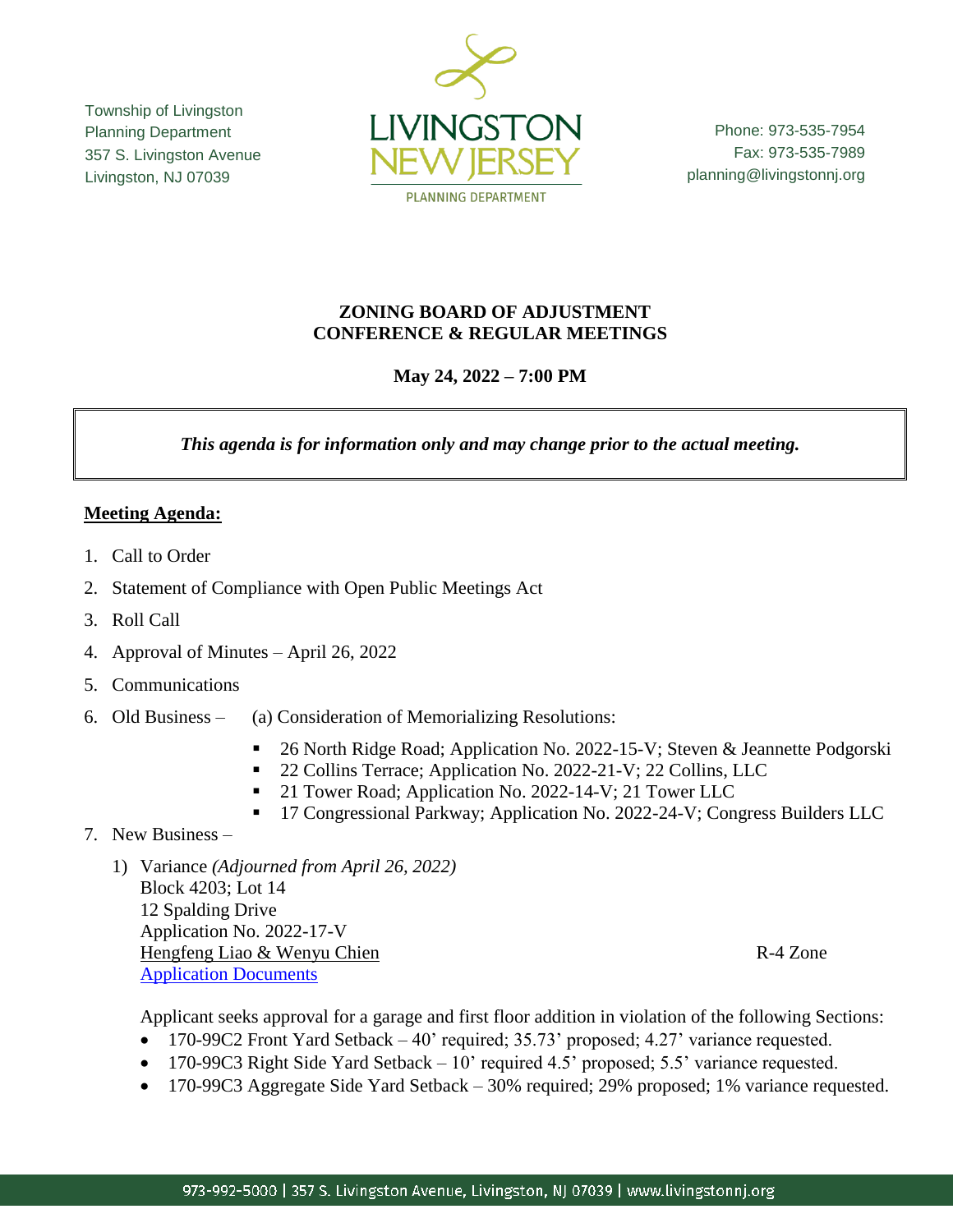Township of Livingston
Planning Department
357 S. Livingston Avenue
Livingston, NJ 07039

LIVINGSTON NEW JERSEY
PLANNING DEPARTMENT

Phone: 973-535-7954
Fax: 973-535-7989
planning@livingstonnj.org

# ZONING BOARD OF ADJUSTMENT
# CONFERENCE & REGULAR MEETINGS

**May 24, 2022 – 7:00 PM**

***This agenda is for information only and may change prior to the actual meeting.***

**Meeting Agenda:**

1. Call to Order
2. Statement of Compliance with Open Public Meetings Act
3. Roll Call
4. Approval of Minutes – April 26, 2022
5. Communications
6. Old Business – (a) Consideration of Memorializing Resolutions:
   - 26 North Ridge Road; Application No. 2022-15-V; Steven & Jeannette Podgorski
   - 22 Collins Terrace; Application No. 2022-21-V; 22 Collins, LLC
   - 21 Tower Road; Application No. 2022-14-V; 21 Tower LLC
   - 17 Congressional Parkway; Application No. 2022-24-V; Congress Builders LLC
7. New Business –
   1) Variance *(Adjourned from April 26, 2022)*
      Block 4203; Lot 14
      12 Spalding Drive
      Application No. 2022-17-V
      Hengfeng Liao & Wenyu Chien — R-4 Zone
      Application Documents

      Applicant seeks approval for a garage and first floor addition in violation of the following Sections:
      - 170-99C2 Front Yard Setback – 40' required; 35.73' proposed; 4.27' variance requested.
      - 170-99C3 Right Side Yard Setback – 10' required 4.5' proposed; 5.5' variance requested.
      - 170-99C3 Aggregate Side Yard Setback – 30% required; 29% proposed; 1% variance requested.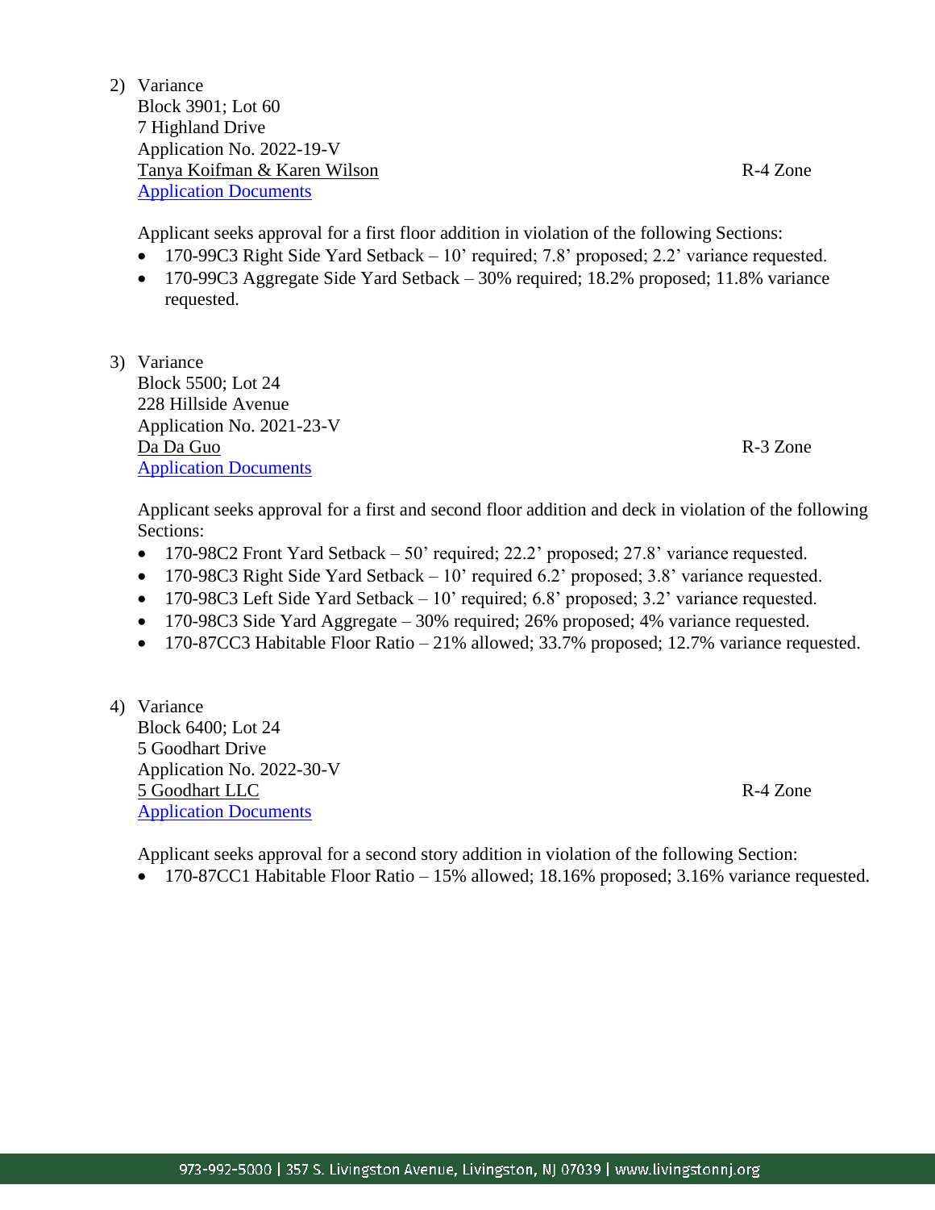2) Variance
   Block 3901; Lot 60
   7 Highland Drive
   Application No. 2022-19-V
   Tanya Koifman & Karen Wilson — R-4 Zone
   [Application Documents]

   Applicant seeks approval for a first floor addition in violation of the following Sections:
   - 170-99C3 Right Side Yard Setback – 10' required; 7.8' proposed; 2.2' variance requested.
   - 170-99C3 Aggregate Side Yard Setback – 30% required; 18.2% proposed; 11.8% variance requested.

3) Variance
   Block 5500; Lot 24
   228 Hillside Avenue
   Application No. 2021-23-V
   Da Da Guo — R-3 Zone
   [Application Documents]

   Applicant seeks approval for a first and second floor addition and deck in violation of the following Sections:
   - 170-98C2 Front Yard Setback – 50' required; 22.2' proposed; 27.8' variance requested.
   - 170-98C3 Right Side Yard Setback – 10' required 6.2' proposed; 3.8' variance requested.
   - 170-98C3 Left Side Yard Setback – 10' required; 6.8' proposed; 3.2' variance requested.
   - 170-98C3 Side Yard Aggregate – 30% required; 26% proposed; 4% variance requested.
   - 170-87CC3 Habitable Floor Ratio – 21% allowed; 33.7% proposed; 12.7% variance requested.

4) Variance
   Block 6400; Lot 24
   5 Goodhart Drive
   Application No. 2022-30-V
   5 Goodhart LLC — R-4 Zone
   [Application Documents]

   Applicant seeks approval for a second story addition in violation of the following Section:
   - 170-87CC1 Habitable Floor Ratio – 15% allowed; 18.16% proposed; 3.16% variance requested.

973-992-5000 | 357 S. Livingston Avenue, Livingston, NJ 07039 | www.livingstonnj.org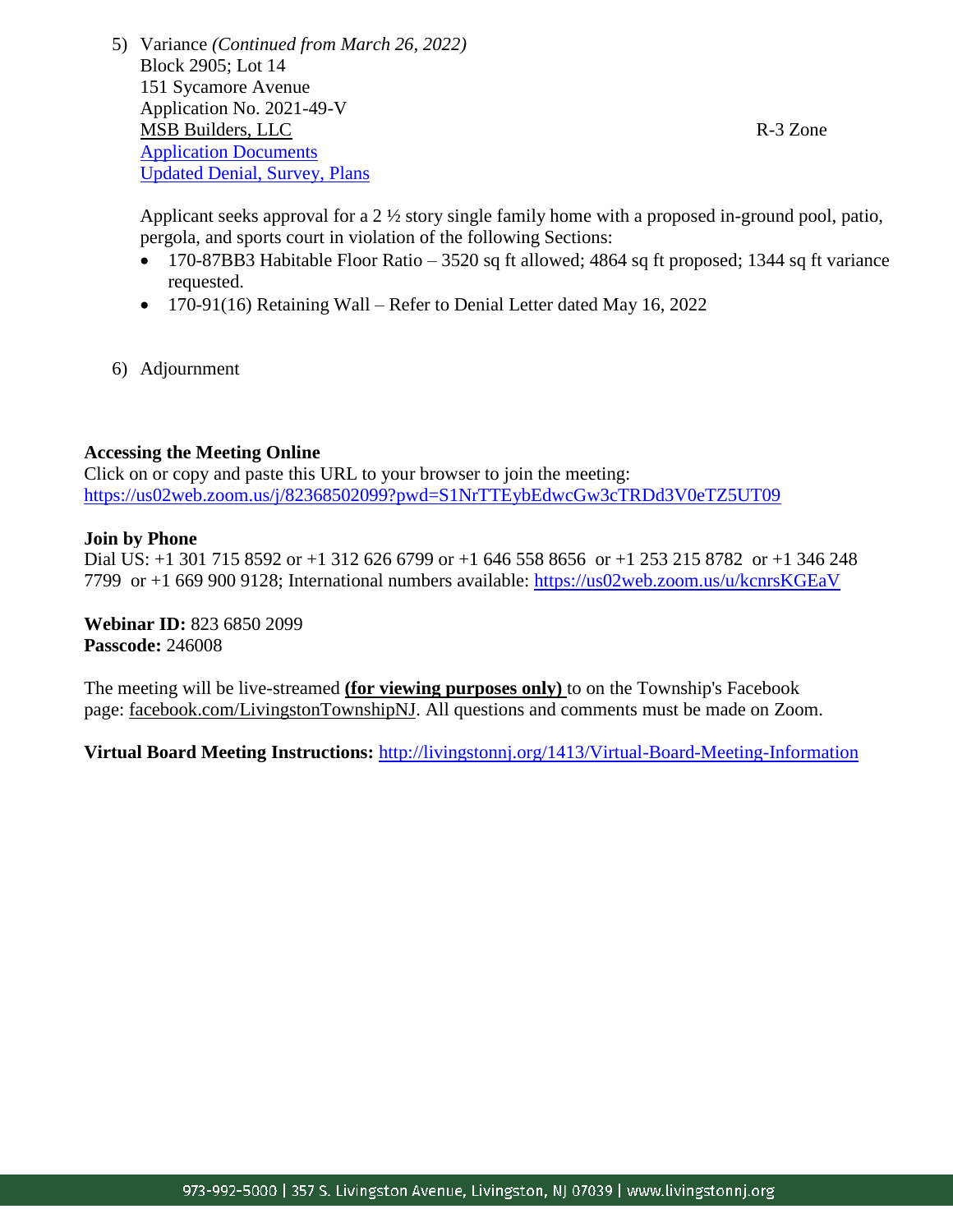5) Variance *(Continued from March 26, 2022)*
   Block 2905; Lot 14
   151 Sycamore Avenue
   Application No. 2021-49-V
   MSB Builders, LLC R-3 Zone
   [Application Documents]
   [Updated Denial, Survey, Plans]

   Applicant seeks approval for a 2 ½ story single family home with a proposed in-ground pool, patio, pergola, and sports court in violation of the following Sections:

   - 170-87BB3 Habitable Floor Ratio – 3520 sq ft allowed; 4864 sq ft proposed; 1344 sq ft variance requested.
   - 170-91(16) Retaining Wall – Refer to Denial Letter dated May 16, 2022

6) Adjournment

**Accessing the Meeting Online**
Click on or copy and paste this URL to your browser to join the meeting:
https://us02web.zoom.us/j/82368502099?pwd=S1NrTTEybEdwcGw3cTRDd3V0eTZ5UT09

**Join by Phone**
Dial US: +1 301 715 8592 or +1 312 626 6799 or +1 646 558 8656 or +1 253 215 8782 or +1 346 248 7799 or +1 669 900 9128; International numbers available: https://us02web.zoom.us/u/kcnrsKGEaV

**Webinar ID:** 823 6850 2099
**Passcode:** 246008

The meeting will be live-streamed **(for viewing purposes only)** to on the Township's Facebook page: facebook.com/LivingstonTownshipNJ. All questions and comments must be made on Zoom.

**Virtual Board Meeting Instructions:** http://livingstonnj.org/1413/Virtual-Board-Meeting-Information

973-992-5000 | 357 S. Livingston Avenue, Livingston, NJ 07039 | www.livingstonnj.org